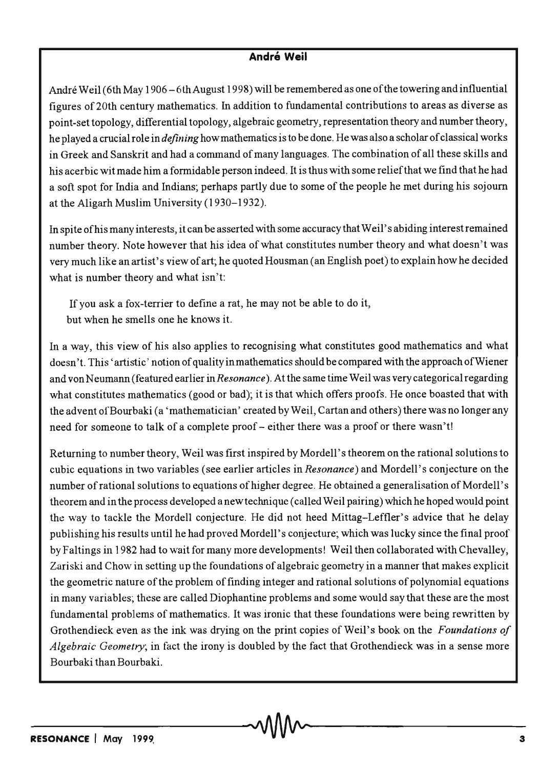## André Weil

André Weil (6th May 1906 – 6th August 1998) will be remembered as one of the towering and influential figures of 20th century mathematics. In addition to fundamental contributions to areas as diverse as point-set topology, differential topology, algebraic geometry, representation theory and number theory, he played a crucial role in *defining* how mathematics is to be done. He was also a scholar of classical works in Greek and Sanskrit and had a command of many languages. The combination of all these skills and his acerbic wit made him a formidable person indeed. It is thus with some relief that we find that he had a soft spot for India and Indians; perhaps partly due to some of the people he met during his sojourn at the Aligarh Muslim University (1930–1932).

In spite of his many interests, it can be asserted with some accuracy that Weil's abiding interest remained number theory. Note however that his idea of what constitutes number theory and what doesn't was very much like an artist's view of art; he quoted Housman (an English poet) to explain how he decided what is number theory and what isn't:

> If you ask a fox-terrier to define a rat, he may not be able to do it,
> but when he smells one he knows it.

In a way, this view of his also applies to recognising what constitutes good mathematics and what doesn't. This 'artistic' notion of quality in mathematics should be compared with the approach of Wiener and von Neumann (featured earlier in *Resonance*). At the same time Weil was very categorical regarding what constitutes mathematics (good or bad); it is that which offers proofs. He once boasted that with the advent of Bourbaki (a 'mathematician' created by Weil, Cartan and others) there was no longer any need for someone to talk of a complete proof – either there was a proof or there wasn't!

Returning to number theory, Weil was first inspired by Mordell's theorem on the rational solutions to cubic equations in two variables (see earlier articles in *Resonance*) and Mordell's conjecture on the number of rational solutions to equations of higher degree. He obtained a generalisation of Mordell's theorem and in the process developed a new technique (called Weil pairing) which he hoped would point the way to tackle the Mordell conjecture. He did not heed Mittag–Leffler's advice that he delay publishing his results until he had proved Mordell's conjecture; which was lucky since the final proof by Faltings in 1982 had to wait for many more developments! Weil then collaborated with Chevalley, Zariski and Chow in setting up the foundations of algebraic geometry in a manner that makes explicit the geometric nature of the problem of finding integer and rational solutions of polynomial equations in many variables; these are called Diophantine problems and some would say that these are the most fundamental problems of mathematics. It was ironic that these foundations were being rewritten by Grothendieck even as the ink was drying on the print copies of Weil's book on the *Foundations of Algebraic Geometry*; in fact the irony is doubled by the fact that Grothendieck was in a sense more Bourbaki than Bourbaki.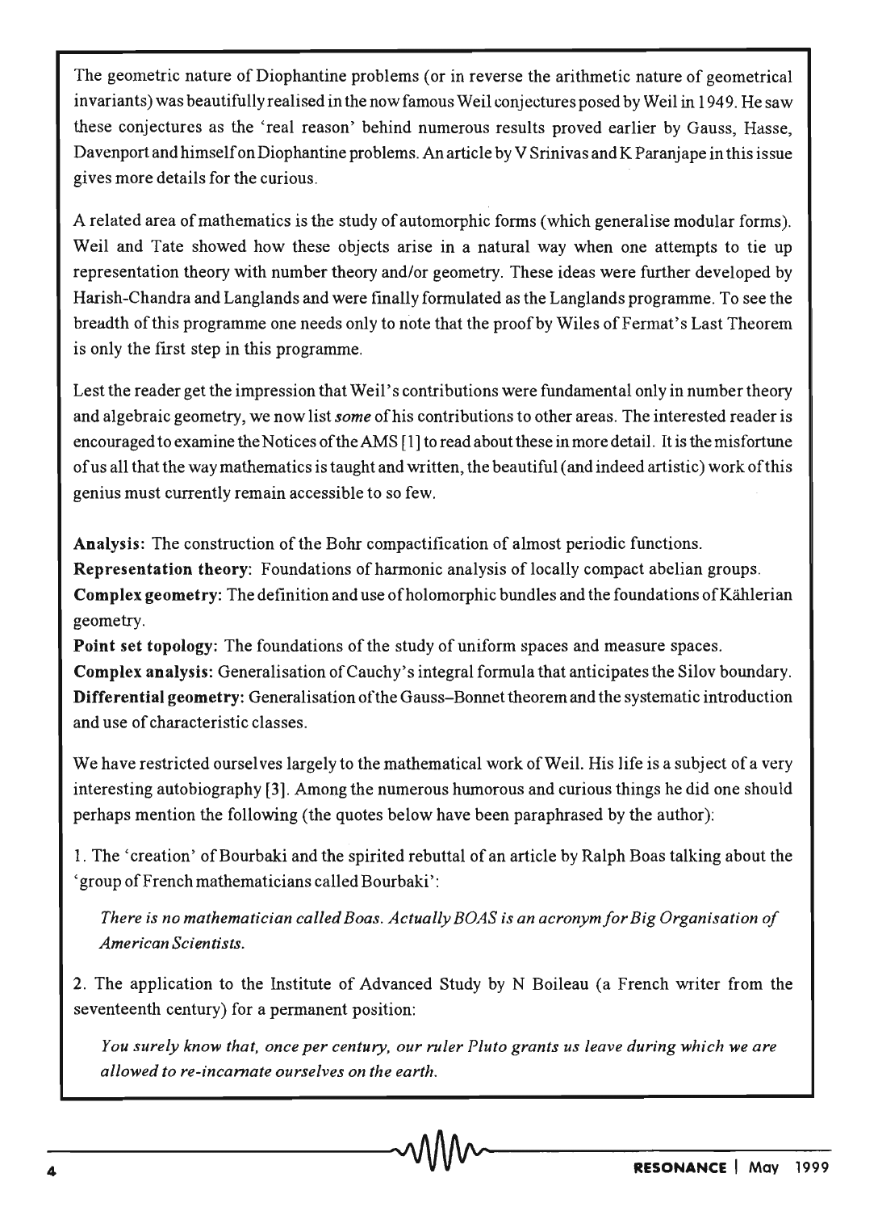The geometric nature of Diophantine problems (or in reverse the arithmetic nature of geometrical invariants) was beautifully realised in the now famous Weil conjectures posed by Weil in 1949. He saw these conjectures as the 'real reason' behind numerous results proved earlier by Gauss, Hasse, Davenport and himself on Diophantine problems. An article by V Srinivas and K Paranjape in this issue gives more details for the curious.

A related area of mathematics is the study of automorphic forms (which generalise modular forms). Weil and Tate showed how these objects arise in a natural way when one attempts to tie up representation theory with number theory and/or geometry. These ideas were further developed by Harish-Chandra and Langlands and were finally formulated as the Langlands programme. To see the breadth of this programme one needs only to note that the proof by Wiles of Fermat's Last Theorem is only the first step in this programme.

Lest the reader get the impression that Weil's contributions were fundamental only in number theory and algebraic geometry, we now list *some* of his contributions to other areas. The interested reader is encouraged to examine the Notices of the AMS [1] to read about these in more detail. It is the misfortune of us all that the way mathematics is taught and written, the beautiful (and indeed artistic) work of this genius must currently remain accessible to so few.

**Analysis:** The construction of the Bohr compactification of almost periodic functions.
**Representation theory:** Foundations of harmonic analysis of locally compact abelian groups.
**Complex geometry:** The definition and use of holomorphic bundles and the foundations of Kählerian geometry.
**Point set topology:** The foundations of the study of uniform spaces and measure spaces.
**Complex analysis:** Generalisation of Cauchy's integral formula that anticipates the Silov boundary.
**Differential geometry:** Generalisation of the Gauss–Bonnet theorem and the systematic introduction and use of characteristic classes.

We have restricted ourselves largely to the mathematical work of Weil. His life is a subject of a very interesting autobiography [3]. Among the numerous humorous and curious things he did one should perhaps mention the following (the quotes below have been paraphrased by the author):

1. The 'creation' of Bourbaki and the spirited rebuttal of an article by Ralph Boas talking about the 'group of French mathematicians called Bourbaki':

> *There is no mathematician called Boas. Actually BOAS is an acronym for Big Organisation of American Scientists.*

2. The application to the Institute of Advanced Study by N Boileau (a French writer from the seventeenth century) for a permanent position:

> *You surely know that, once per century, our ruler Pluto grants us leave during which we are allowed to re-incarnate ourselves on the earth.*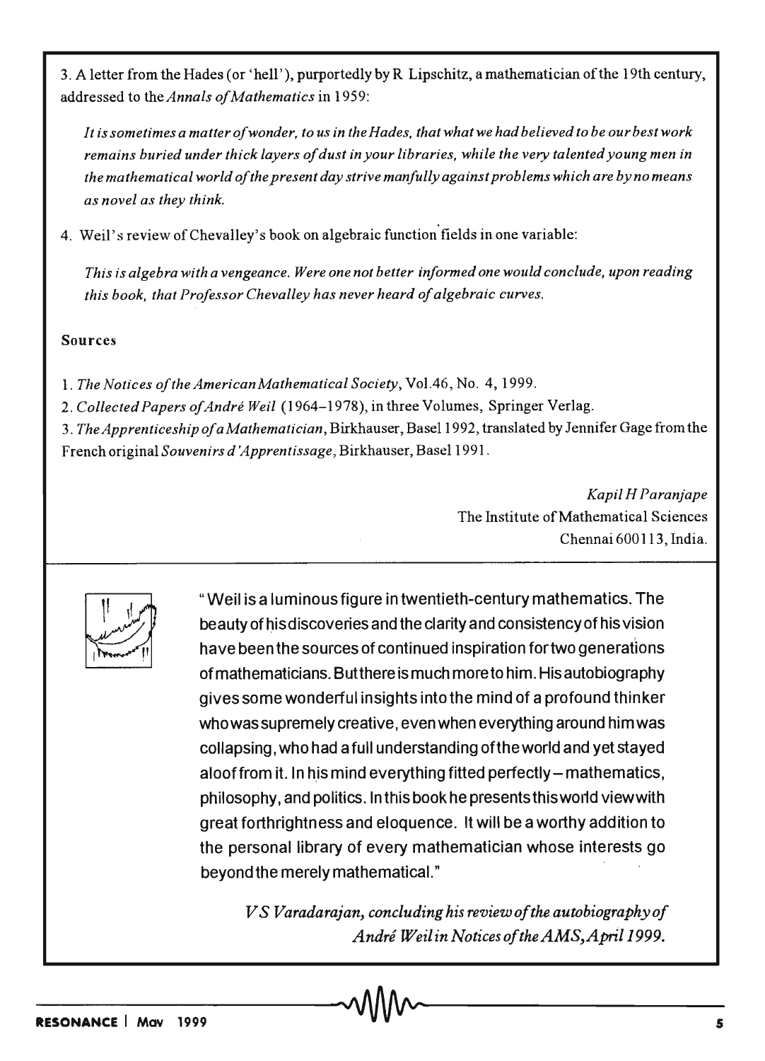3. A letter from the Hades (or 'hell'), purportedly by R Lipschitz, a mathematician of the 19th century, addressed to the *Annals of Mathematics* in 1959:

*It is sometimes a matter of wonder, to us in the Hades, that what we had believed to be our best work remains buried under thick layers of dust in your libraries, while the very talented young men in the mathematical world of the present day strive manfully against problems which are by no means as novel as they think.*

4. Weil's review of Chevalley's book on algebraic function fields in one variable:

*This is algebra with a vengeance. Were one not better informed one would conclude, upon reading this book, that Professor Chevalley has never heard of algebraic curves.*

**Sources**

1. *The Notices of the American Mathematical Society*, Vol.46, No. 4, 1999.
2. *Collected Papers of André Weil* (1964–1978), in three Volumes, Springer Verlag.
3. *The Apprenticeship of a Mathematician*, Birkhauser, Basel 1992, translated by Jennifer Gage from the French original *Souvenirs d'Apprentissage*, Birkhauser, Basel 1991.

*Kapil H Paranjape*
The Institute of Mathematical Sciences
Chennai 600113, India.

"Weil is a luminous figure in twentieth-century mathematics. The beauty of his discoveries and the clarity and consistency of his vision have been the sources of continued inspiration for two generations of mathematicians. But there is much more to him. His autobiography gives some wonderful insights into the mind of a profound thinker who was supremely creative, even when everything around him was collapsing, who had a full understanding of the world and yet stayed aloof from it. In his mind everything fitted perfectly – mathematics, philosophy, and politics. In this book he presents this world view with great forthrightness and eloquence. It will be a worthy addition to the personal library of every mathematician whose interests go beyond the merely mathematical."

*V S Varadarajan, concluding his review of the autobiography of André Weil in Notices of the AMS, April 1999.*